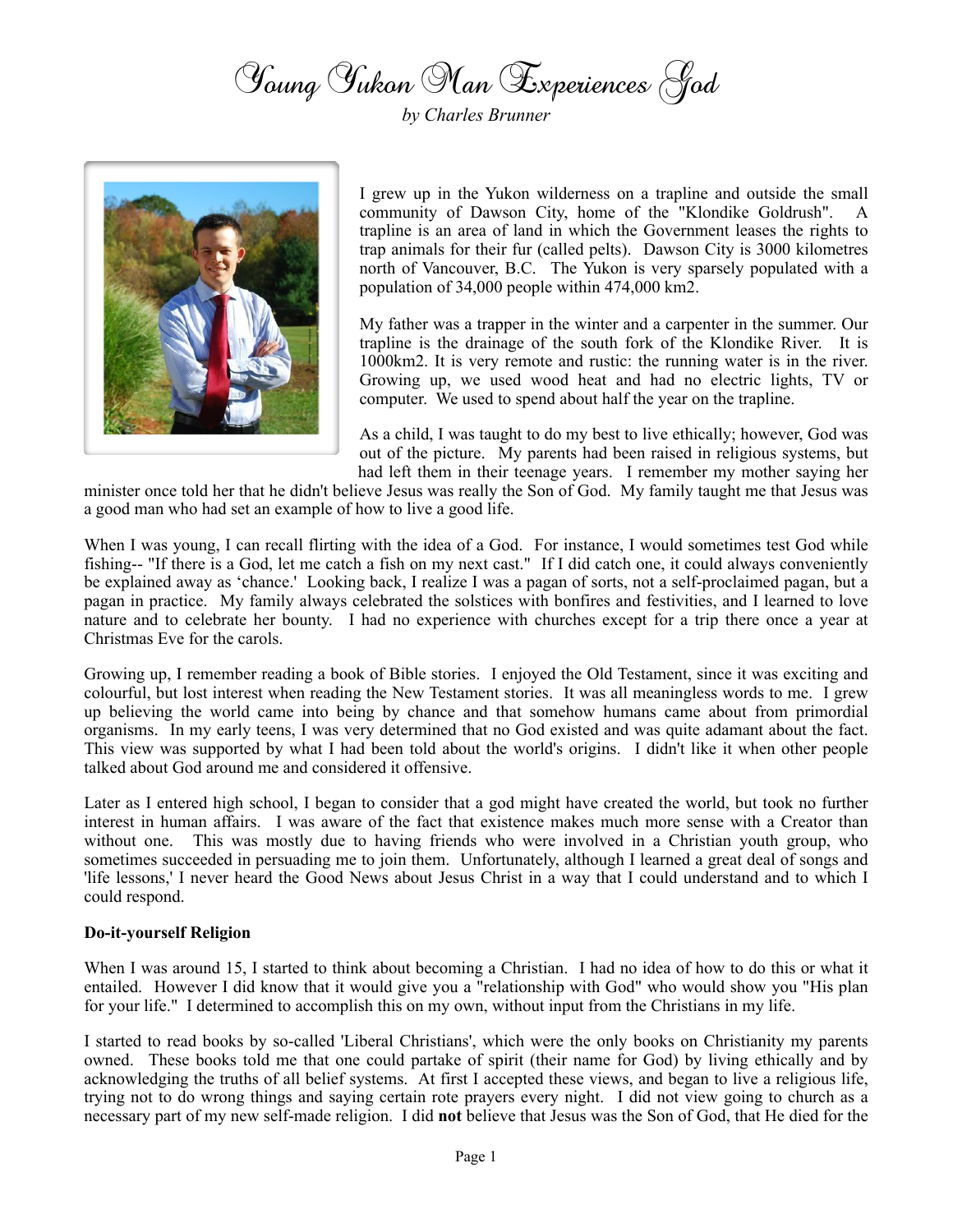# Young Yukon Man Experiences God

*by Charles Brunner*

I grew up in the Yukon wilderness on a trapline and outside the small community of Dawson City, home of the "Klondike Goldrush". A trapline is an area of land in which the Government leases the rights to trap animals for their fur (called pelts). Dawson City is 3000 kilometres north of Vancouver, B.C. The Yukon is very sparsely populated with a population of 34,000 people within 474,000 km2.

My father was a trapper in the winter and a carpenter in the summer. Our trapline is the drainage of the south fork of the Klondike River. It is 1000km2. It is very remote and rustic: the running water is in the river. Growing up, we used wood heat and had no electric lights, TV or computer. We used to spend about half the year on the trapline.

As a child, I was taught to do my best to live ethically; however, God was out of the picture. My parents had been raised in religious systems, but had left them in their teenage years. I remember my mother saying her minister once told her that he didn't believe Jesus was really the Son of God. My family taught me that Jesus was a good man who had set an example of how to live a good life.

When I was young, I can recall flirting with the idea of a God. For instance, I would sometimes test God while fishing-- "If there is a God, let me catch a fish on my next cast." If I did catch one, it could always conveniently be explained away as 'chance.' Looking back, I realize I was a pagan of sorts, not a self-proclaimed pagan, but a pagan in practice. My family always celebrated the solstices with bonfires and festivities, and I learned to love nature and to celebrate her bounty. I had no experience with churches except for a trip there once a year at Christmas Eve for the carols.

Growing up, I remember reading a book of Bible stories. I enjoyed the Old Testament, since it was exciting and colourful, but lost interest when reading the New Testament stories. It was all meaningless words to me. I grew up believing the world came into being by chance and that somehow humans came about from primordial organisms. In my early teens, I was very determined that no God existed and was quite adamant about the fact. This view was supported by what I had been told about the world's origins. I didn't like it when other people talked about God around me and considered it offensive.

Later as I entered high school, I began to consider that a god might have created the world, but took no further interest in human affairs. I was aware of the fact that existence makes much more sense with a Creator than without one. This was mostly due to having friends who were involved in a Christian youth group, who sometimes succeeded in persuading me to join them. Unfortunately, although I learned a great deal of songs and 'life lessons,' I never heard the Good News about Jesus Christ in a way that I could understand and to which I could respond.

**Do-it-yourself Religion**

When I was around 15, I started to think about becoming a Christian. I had no idea of how to do this or what it entailed. However I did know that it would give you a "relationship with God" who would show you "His plan for your life." I determined to accomplish this on my own, without input from the Christians in my life.

I started to read books by so-called 'Liberal Christians', which were the only books on Christianity my parents owned. These books told me that one could partake of spirit (their name for God) by living ethically and by acknowledging the truths of all belief systems. At first I accepted these views, and began to live a religious life, trying not to do wrong things and saying certain rote prayers every night. I did not view going to church as a necessary part of my new self-made religion. I did **not** believe that Jesus was the Son of God, that He died for the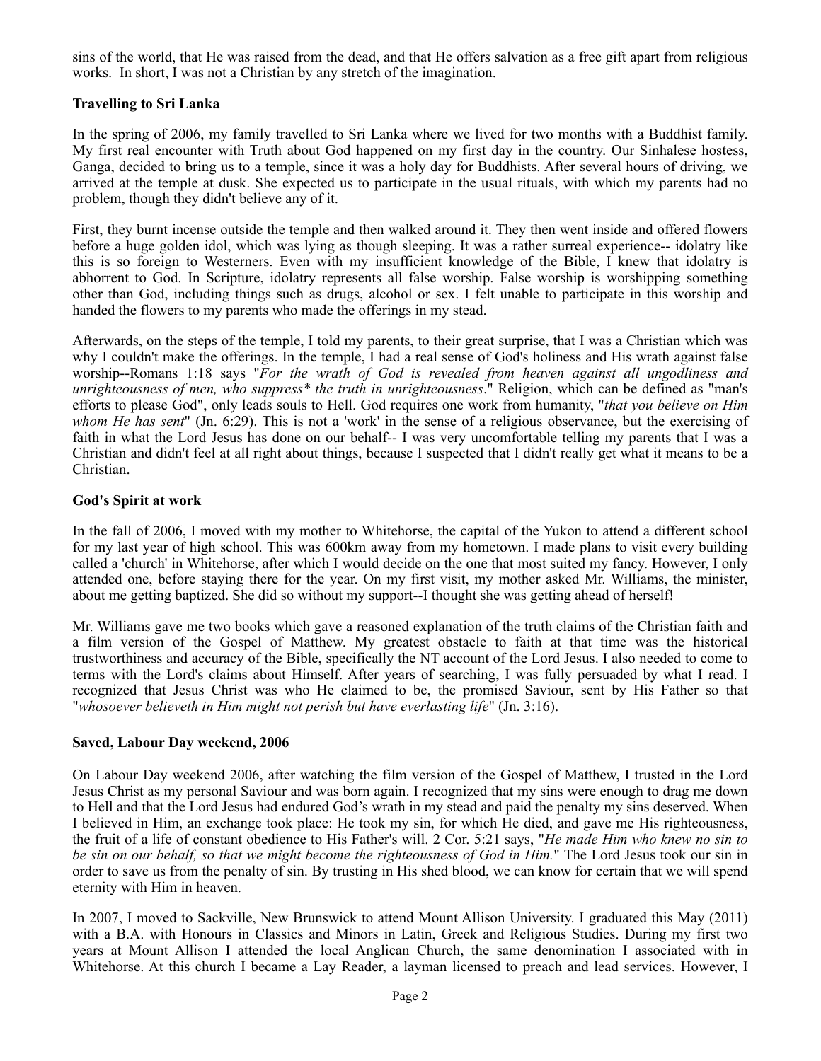sins of the world, that He was raised from the dead, and that He offers salvation as a free gift apart from religious works. In short, I was not a Christian by any stretch of the imagination.

**Travelling to Sri Lanka**

In the spring of 2006, my family travelled to Sri Lanka where we lived for two months with a Buddhist family. My first real encounter with Truth about God happened on my first day in the country. Our Sinhalese hostess, Ganga, decided to bring us to a temple, since it was a holy day for Buddhists. After several hours of driving, we arrived at the temple at dusk. She expected us to participate in the usual rituals, with which my parents had no problem, though they didn't believe any of it.

First, they burnt incense outside the temple and then walked around it. They then went inside and offered flowers before a huge golden idol, which was lying as though sleeping. It was a rather surreal experience-- idolatry like this is so foreign to Westerners. Even with my insufficient knowledge of the Bible, I knew that idolatry is abhorrent to God. In Scripture, idolatry represents all false worship. False worship is worshipping something other than God, including things such as drugs, alcohol or sex. I felt unable to participate in this worship and handed the flowers to my parents who made the offerings in my stead.

Afterwards, on the steps of the temple, I told my parents, to their great surprise, that I was a Christian which was why I couldn't make the offerings. In the temple, I had a real sense of God's holiness and His wrath against false worship--Romans 1:18 says "*For the wrath of God is revealed from heaven against all ungodliness and unrighteousness of men, who suppress* the truth in unrighteousness*." Religion, which can be defined as "man's efforts to please God", only leads souls to Hell. God requires one work from humanity, "*that you believe on Him whom He has sent*" (Jn. 6:29). This is not a 'work' in the sense of a religious observance, but the exercising of faith in what the Lord Jesus has done on our behalf-- I was very uncomfortable telling my parents that I was a Christian and didn't feel at all right about things, because I suspected that I didn't really get what it means to be a Christian.

**God's Spirit at work**

In the fall of 2006, I moved with my mother to Whitehorse, the capital of the Yukon to attend a different school for my last year of high school. This was 600km away from my hometown. I made plans to visit every building called a 'church' in Whitehorse, after which I would decide on the one that most suited my fancy. However, I only attended one, before staying there for the year. On my first visit, my mother asked Mr. Williams, the minister, about me getting baptized. She did so without my support--I thought she was getting ahead of herself!

Mr. Williams gave me two books which gave a reasoned explanation of the truth claims of the Christian faith and a film version of the Gospel of Matthew. My greatest obstacle to faith at that time was the historical trustworthiness and accuracy of the Bible, specifically the NT account of the Lord Jesus. I also needed to come to terms with the Lord's claims about Himself. After years of searching, I was fully persuaded by what I read. I recognized that Jesus Christ was who He claimed to be, the promised Saviour, sent by His Father so that "*whosoever believeth in Him might not perish but have everlasting life*" (Jn. 3:16).

**Saved, Labour Day weekend, 2006**

On Labour Day weekend 2006, after watching the film version of the Gospel of Matthew, I trusted in the Lord Jesus Christ as my personal Saviour and was born again. I recognized that my sins were enough to drag me down to Hell and that the Lord Jesus had endured God's wrath in my stead and paid the penalty my sins deserved. When I believed in Him, an exchange took place: He took my sin, for which He died, and gave me His righteousness, the fruit of a life of constant obedience to His Father's will. 2 Cor. 5:21 says, "*He made Him who knew no sin to be sin on our behalf, so that we might become the righteousness of God in Him.*" The Lord Jesus took our sin in order to save us from the penalty of sin. By trusting in His shed blood, we can know for certain that we will spend eternity with Him in heaven.

In 2007, I moved to Sackville, New Brunswick to attend Mount Allison University. I graduated this May (2011) with a B.A. with Honours in Classics and Minors in Latin, Greek and Religious Studies. During my first two years at Mount Allison I attended the local Anglican Church, the same denomination I associated with in Whitehorse. At this church I became a Lay Reader, a layman licensed to preach and lead services. However, I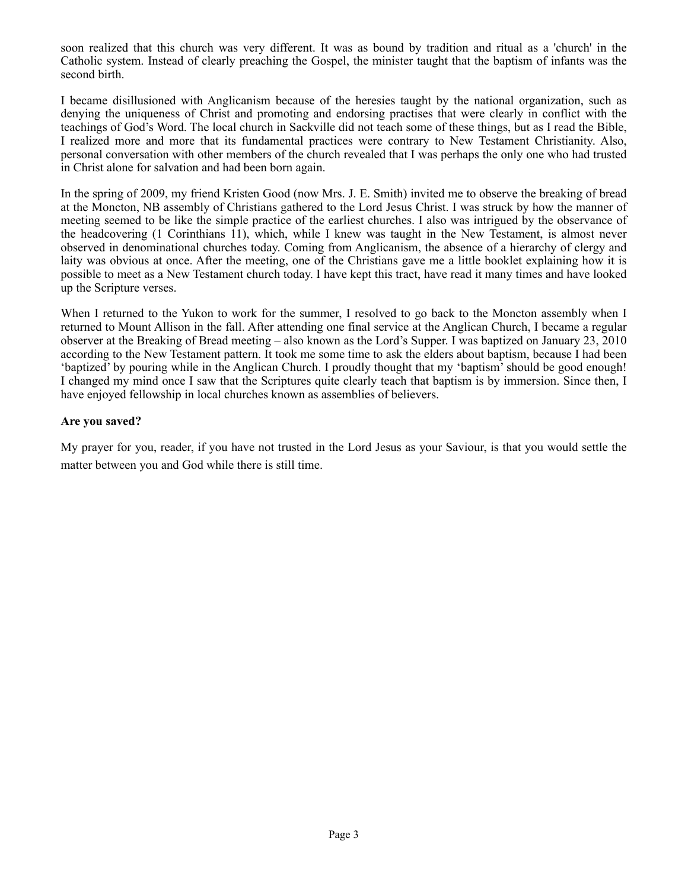soon realized that this church was very different. It was as bound by tradition and ritual as a 'church' in the Catholic system. Instead of clearly preaching the Gospel, the minister taught that the baptism of infants was the second birth.

I became disillusioned with Anglicanism because of the heresies taught by the national organization, such as denying the uniqueness of Christ and promoting and endorsing practises that were clearly in conflict with the teachings of God's Word. The local church in Sackville did not teach some of these things, but as I read the Bible, I realized more and more that its fundamental practices were contrary to New Testament Christianity. Also, personal conversation with other members of the church revealed that I was perhaps the only one who had trusted in Christ alone for salvation and had been born again.

In the spring of 2009, my friend Kristen Good (now Mrs. J. E. Smith) invited me to observe the breaking of bread at the Moncton, NB assembly of Christians gathered to the Lord Jesus Christ. I was struck by how the manner of meeting seemed to be like the simple practice of the earliest churches. I also was intrigued by the observance of the headcovering (1 Corinthians 11), which, while I knew was taught in the New Testament, is almost never observed in denominational churches today. Coming from Anglicanism, the absence of a hierarchy of clergy and laity was obvious at once. After the meeting, one of the Christians gave me a little booklet explaining how it is possible to meet as a New Testament church today. I have kept this tract, have read it many times and have looked up the Scripture verses.

When I returned to the Yukon to work for the summer, I resolved to go back to the Moncton assembly when I returned to Mount Allison in the fall. After attending one final service at the Anglican Church, I became a regular observer at the Breaking of Bread meeting – also known as the Lord's Supper. I was baptized on January 23, 2010 according to the New Testament pattern. It took me some time to ask the elders about baptism, because I had been 'baptized' by pouring while in the Anglican Church. I proudly thought that my 'baptism' should be good enough! I changed my mind once I saw that the Scriptures quite clearly teach that baptism is by immersion. Since then, I have enjoyed fellowship in local churches known as assemblies of believers.

**Are you saved?**

My prayer for you, reader, if you have not trusted in the Lord Jesus as your Saviour, is that you would settle the matter between you and God while there is still time.